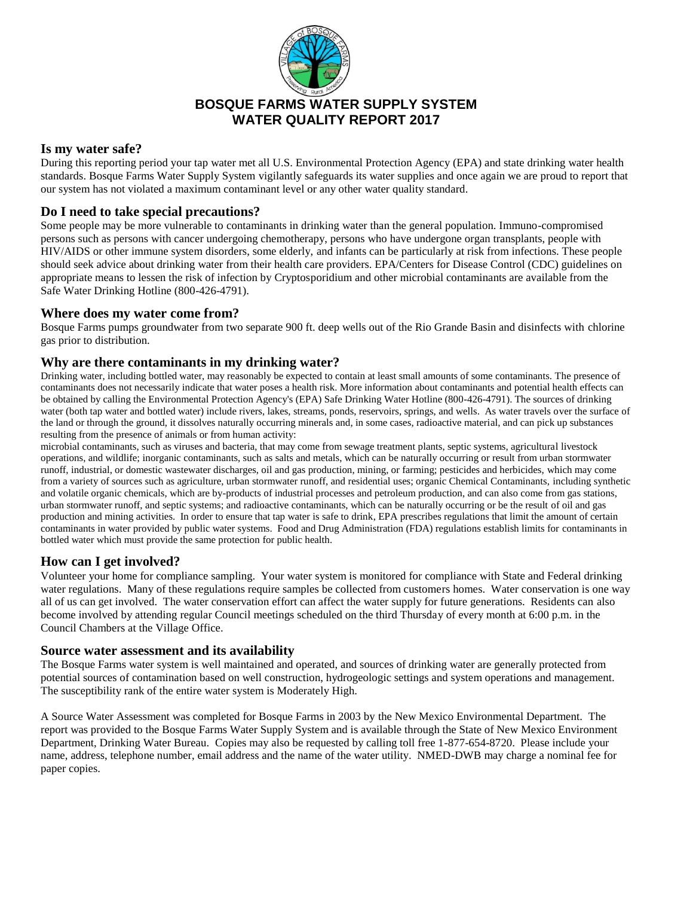# BOSQUE FARMS WATER SUPPLY SYSTEM
# WATER QUALITY REPORT 2017

## Is my water safe?

During this reporting period your tap water met all U.S. Environmental Protection Agency (EPA) and state drinking water health standards. Bosque Farms Water Supply System vigilantly safeguards its water supplies and once again we are proud to report that our system has not violated a maximum contaminant level or any other water quality standard.

## Do I need to take special precautions?

Some people may be more vulnerable to contaminants in drinking water than the general population. Immuno-compromised persons such as persons with cancer undergoing chemotherapy, persons who have undergone organ transplants, people with HIV/AIDS or other immune system disorders, some elderly, and infants can be particularly at risk from infections. These people should seek advice about drinking water from their health care providers. EPA/Centers for Disease Control (CDC) guidelines on appropriate means to lessen the risk of infection by Cryptosporidium and other microbial contaminants are available from the Safe Water Drinking Hotline (800-426-4791).

## Where does my water come from?

Bosque Farms pumps groundwater from two separate 900 ft. deep wells out of the Rio Grande Basin and disinfects with chlorine gas prior to distribution.

## Why are there contaminants in my drinking water?

Drinking water, including bottled water, may reasonably be expected to contain at least small amounts of some contaminants. The presence of contaminants does not necessarily indicate that water poses a health risk. More information about contaminants and potential health effects can be obtained by calling the Environmental Protection Agency's (EPA) Safe Drinking Water Hotline (800-426-4791). The sources of drinking water (both tap water and bottled water) include rivers, lakes, streams, ponds, reservoirs, springs, and wells. As water travels over the surface of the land or through the ground, it dissolves naturally occurring minerals and, in some cases, radioactive material, and can pick up substances resulting from the presence of animals or from human activity:

microbial contaminants, such as viruses and bacteria, that may come from sewage treatment plants, septic systems, agricultural livestock operations, and wildlife; inorganic contaminants, such as salts and metals, which can be naturally occurring or result from urban stormwater runoff, industrial, or domestic wastewater discharges, oil and gas production, mining, or farming; pesticides and herbicides, which may come from a variety of sources such as agriculture, urban stormwater runoff, and residential uses; organic Chemical Contaminants, including synthetic and volatile organic chemicals, which are by-products of industrial processes and petroleum production, and can also come from gas stations, urban stormwater runoff, and septic systems; and radioactive contaminants, which can be naturally occurring or be the result of oil and gas production and mining activities. In order to ensure that tap water is safe to drink, EPA prescribes regulations that limit the amount of certain contaminants in water provided by public water systems. Food and Drug Administration (FDA) regulations establish limits for contaminants in bottled water which must provide the same protection for public health.

## How can I get involved?

Volunteer your home for compliance sampling. Your water system is monitored for compliance with State and Federal drinking water regulations. Many of these regulations require samples be collected from customers homes. Water conservation is one way all of us can get involved. The water conservation effort can affect the water supply for future generations. Residents can also become involved by attending regular Council meetings scheduled on the third Thursday of every month at 6:00 p.m. in the Council Chambers at the Village Office.

## Source water assessment and its availability

The Bosque Farms water system is well maintained and operated, and sources of drinking water are generally protected from potential sources of contamination based on well construction, hydrogeologic settings and system operations and management. The susceptibility rank of the entire water system is Moderately High.

A Source Water Assessment was completed for Bosque Farms in 2003 by the New Mexico Environmental Department. The report was provided to the Bosque Farms Water Supply System and is available through the State of New Mexico Environment Department, Drinking Water Bureau. Copies may also be requested by calling toll free 1-877-654-8720. Please include your name, address, telephone number, email address and the name of the water utility. NMED-DWB may charge a nominal fee for paper copies.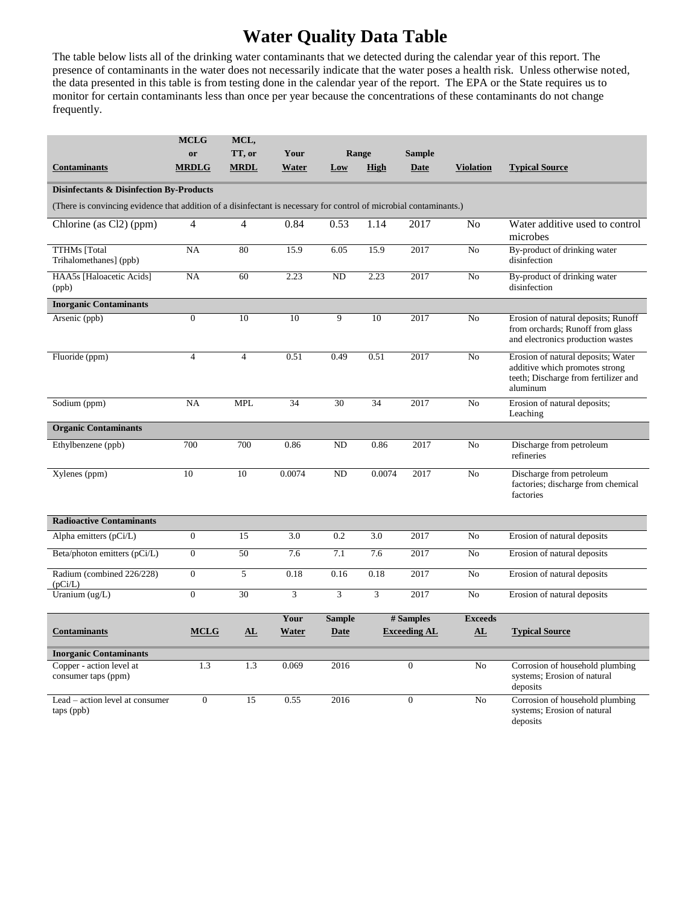# Water Quality Data Table

The table below lists all of the drinking water contaminants that we detected during the calendar year of this report. The presence of contaminants in the water does not necessarily indicate that the water poses a health risk. Unless otherwise noted, the data presented in this table is from testing done in the calendar year of the report. The EPA or the State requires us to monitor for certain contaminants less than once per year because the concentrations of these contaminants do not change frequently.

| Contaminants | MCLG or MRDLG | MCL, TT, or MRDL | Your Water | Range Low | Range High | Sample Date | Violation | Typical Source |
|---|---|---|---|---|---|---|---|---|
| **Disinfectants & Disinfection By-Products** | | | | | | | | |
| (There is convincing evidence that addition of a disinfectant is necessary for control of microbial contaminants.) | | | | | | | | |
| Chlorine (as $Cl_2$) (ppm) | 4 | 4 | 0.84 | 0.53 | 1.14 | 2017 | No | Water additive used to control microbes |
| TTHMs [Total Trihalomethanes] (ppb) | NA | 80 | 15.9 | 6.05 | 15.9 | 2017 | No | By-product of drinking water disinfection |
| HAA5s [Haloacetic Acids] (ppb) | NA | 60 | 2.23 | ND | 2.23 | 2017 | No | By-product of drinking water disinfection |
| **Inorganic Contaminants** | | | | | | | | |
| Arsenic (ppb) | 0 | 10 | 10 | 9 | 10 | 2017 | No | Erosion of natural deposits; Runoff from orchards; Runoff from glass and electronics production wastes |
| Fluoride (ppm) | 4 | 4 | 0.51 | 0.49 | 0.51 | 2017 | No | Erosion of natural deposits; Water additive which promotes strong teeth; Discharge from fertilizer and aluminum |
| Sodium (ppm) | NA | MPL | 34 | 30 | 34 | 2017 | No | Erosion of natural deposits; Leaching |
| **Organic Contaminants** | | | | | | | | |
| Ethylbenzene (ppb) | 700 | 700 | 0.86 | ND | 0.86 | 2017 | No | Discharge from petroleum refineries |
| Xylenes (ppm) | 10 | 10 | 0.0074 | ND | 0.0074 | 2017 | No | Discharge from petroleum factories; discharge from chemical factories |
| **Radioactive Contaminants** | | | | | | | | |
| Alpha emitters (pCi/L) | 0 | 15 | 3.0 | 0.2 | 3.0 | 2017 | No | Erosion of natural deposits |
| Beta/photon emitters (pCi/L) | 0 | 50 | 7.6 | 7.1 | 7.6 | 2017 | No | Erosion of natural deposits |
| Radium (combined 226/228) (pCi/L) | 0 | 5 | 0.18 | 0.16 | 0.18 | 2017 | No | Erosion of natural deposits |
| Uranium (ug/L) | 0 | 30 | 3 | 3 | 3 | 2017 | No | Erosion of natural deposits |

| Contaminants | MCLG | AL | Your Water | Sample Date | # Samples Exceeding AL | Exceeds AL | Typical Source |
|---|---|---|---|---|---|---|---|
| **Inorganic Contaminants** | | | | | | | |
| Copper - action level at consumer taps (ppm) | 1.3 | 1.3 | 0.069 | 2016 | 0 | No | Corrosion of household plumbing systems; Erosion of natural deposits |
| Lead – action level at consumer taps (ppb) | 0 | 15 | 0.55 | 2016 | 0 | No | Corrosion of household plumbing systems; Erosion of natural deposits |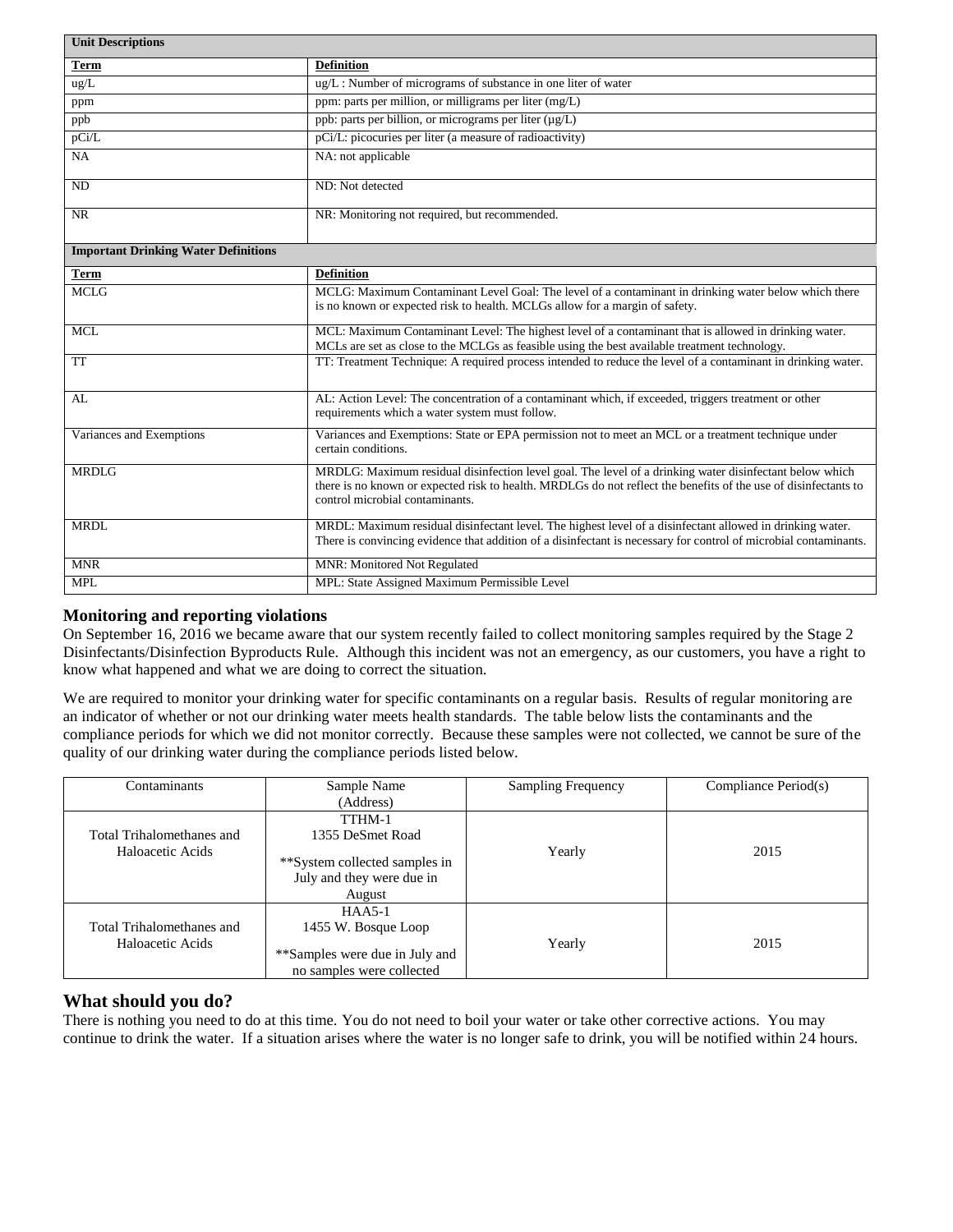| Unit Descriptions | |
|---|---|
| **Term** | **Definition** |
| ug/L | ug/L : Number of micrograms of substance in one liter of water |
| ppm | ppm: parts per million, or milligrams per liter (mg/L) |
| ppb | ppb: parts per billion, or micrograms per liter (µg/L) |
| pCi/L | pCi/L: picocuries per liter (a measure of radioactivity) |
| NA | NA: not applicable |
| ND | ND: Not detected |
| NR | NR: Monitoring not required, but recommended. |

| Important Drinking Water Definitions | |
|---|---|
| **Term** | **Definition** |
| MCLG | MCLG: Maximum Contaminant Level Goal: The level of a contaminant in drinking water below which there is no known or expected risk to health. MCLGs allow for a margin of safety. |
| MCL | MCL: Maximum Contaminant Level: The highest level of a contaminant that is allowed in drinking water. MCLs are set as close to the MCLGs as feasible using the best available treatment technology. |
| TT | TT: Treatment Technique: A required process intended to reduce the level of a contaminant in drinking water. |
| AL | AL: Action Level: The concentration of a contaminant which, if exceeded, triggers treatment or other requirements which a water system must follow. |
| Variances and Exemptions | Variances and Exemptions: State or EPA permission not to meet an MCL or a treatment technique under certain conditions. |
| MRDLG | MRDLG: Maximum residual disinfection level goal. The level of a drinking water disinfectant below which there is no known or expected risk to health. MRDLGs do not reflect the benefits of the use of disinfectants to control microbial contaminants. |
| MRDL | MRDL: Maximum residual disinfectant level. The highest level of a disinfectant allowed in drinking water. There is convincing evidence that addition of a disinfectant is necessary for control of microbial contaminants. |
| MNR | MNR: Monitored Not Regulated |
| MPL | MPL: State Assigned Maximum Permissible Level |

## Monitoring and reporting violations

On September 16, 2016 we became aware that our system recently failed to collect monitoring samples required by the Stage 2 Disinfectants/Disinfection Byproducts Rule. Although this incident was not an emergency, as our customers, you have a right to know what happened and what we are doing to correct the situation.

We are required to monitor your drinking water for specific contaminants on a regular basis. Results of regular monitoring are an indicator of whether or not our drinking water meets health standards. The table below lists the contaminants and the compliance periods for which we did not monitor correctly. Because these samples were not collected, we cannot be sure of the quality of our drinking water during the compliance periods listed below.

| Contaminants | Sample Name (Address) | Sampling Frequency | Compliance Period(s) |
|---|---|---|---|
| Total Trihalomethanes and Haloacetic Acids | TTHM-1<br>1355 DeSmet Road<br><br>**System collected samples in July and they were due in August | Yearly | 2015 |
| Total Trihalomethanes and Haloacetic Acids | HAA5-1<br>1455 W. Bosque Loop<br><br>**Samples were due in July and no samples were collected | Yearly | 2015 |

## What should you do?

There is nothing you need to do at this time. You do not need to boil your water or take other corrective actions. You may continue to drink the water. If a situation arises where the water is no longer safe to drink, you will be notified within 24 hours.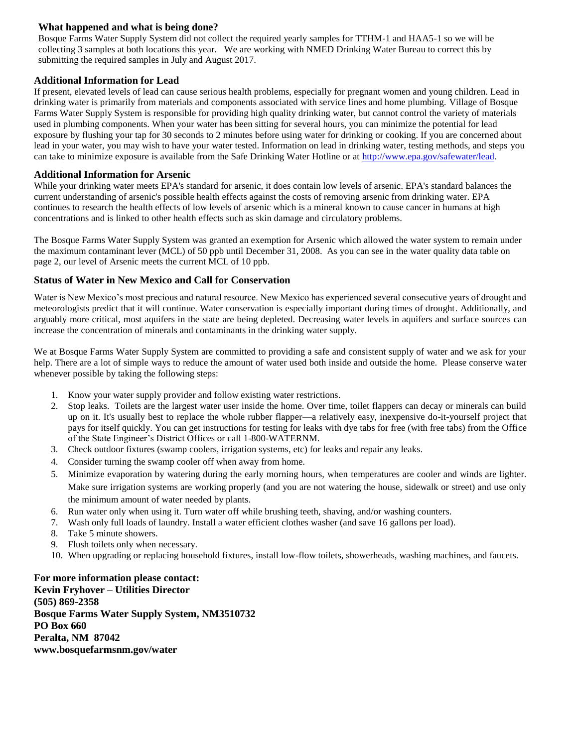### What happened and what is being done?

Bosque Farms Water Supply System did not collect the required yearly samples for TTHM-1 and HAA5-1 so we will be collecting 3 samples at both locations this year. We are working with NMED Drinking Water Bureau to correct this by submitting the required samples in July and August 2017.

### Additional Information for Lead

If present, elevated levels of lead can cause serious health problems, especially for pregnant women and young children. Lead in drinking water is primarily from materials and components associated with service lines and home plumbing. Village of Bosque Farms Water Supply System is responsible for providing high quality drinking water, but cannot control the variety of materials used in plumbing components. When your water has been sitting for several hours, you can minimize the potential for lead exposure by flushing your tap for 30 seconds to 2 minutes before using water for drinking or cooking. If you are concerned about lead in your water, you may wish to have your water tested. Information on lead in drinking water, testing methods, and steps you can take to minimize exposure is available from the Safe Drinking Water Hotline or at http://www.epa.gov/safewater/lead.

### Additional Information for Arsenic

While your drinking water meets EPA's standard for arsenic, it does contain low levels of arsenic. EPA's standard balances the current understanding of arsenic's possible health effects against the costs of removing arsenic from drinking water. EPA continues to research the health effects of low levels of arsenic which is a mineral known to cause cancer in humans at high concentrations and is linked to other health effects such as skin damage and circulatory problems.

The Bosque Farms Water Supply System was granted an exemption for Arsenic which allowed the water system to remain under the maximum contaminant lever (MCL) of 50 ppb until December 31, 2008. As you can see in the water quality data table on page 2, our level of Arsenic meets the current MCL of 10 ppb.

### Status of Water in New Mexico and Call for Conservation

Water is New Mexico's most precious and natural resource. New Mexico has experienced several consecutive years of drought and meteorologists predict that it will continue. Water conservation is especially important during times of drought. Additionally, and arguably more critical, most aquifers in the state are being depleted. Decreasing water levels in aquifers and surface sources can increase the concentration of minerals and contaminants in the drinking water supply.

We at Bosque Farms Water Supply System are committed to providing a safe and consistent supply of water and we ask for your help. There are a lot of simple ways to reduce the amount of water used both inside and outside the home. Please conserve water whenever possible by taking the following steps:

1. Know your water supply provider and follow existing water restrictions.
2. Stop leaks. Toilets are the largest water user inside the home. Over time, toilet flappers can decay or minerals can build up on it. It's usually best to replace the whole rubber flapper—a relatively easy, inexpensive do-it-yourself project that pays for itself quickly. You can get instructions for testing for leaks with dye tabs for free (with free tabs) from the Office of the State Engineer's District Offices or call 1-800-WATERNM.
3. Check outdoor fixtures (swamp coolers, irrigation systems, etc) for leaks and repair any leaks.
4. Consider turning the swamp cooler off when away from home.
5. Minimize evaporation by watering during the early morning hours, when temperatures are cooler and winds are lighter. Make sure irrigation systems are working properly (and you are not watering the house, sidewalk or street) and use only the minimum amount of water needed by plants.
6. Run water only when using it. Turn water off while brushing teeth, shaving, and/or washing counters.
7. Wash only full loads of laundry. Install a water efficient clothes washer (and save 16 gallons per load).
8. Take 5 minute showers.
9. Flush toilets only when necessary.
10. When upgrading or replacing household fixtures, install low-flow toilets, showerheads, washing machines, and faucets.

**For more information please contact:**
**Kevin Fryhover – Utilities Director**
**(505) 869-2358**
**Bosque Farms Water Supply System, NM3510732**
**PO Box 660**
**Peralta, NM 87042**
**www.bosquefarmsnm.gov/water**